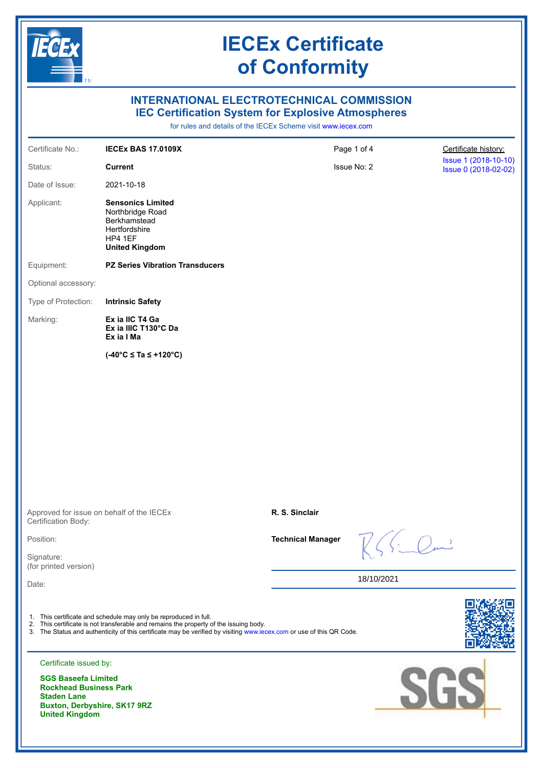# IECEx Certificate of Conformity

## INTERNATIONAL ELECTROTECHNICAL COMMISSION
## IEC Certification System for Explosive Atmospheres

for rules and details of the IECEx Scheme visit www.iecex.com

| | | | |
|---|---|---|---|
| Certificate No.: | **IECEx BAS 17.0109X** | Page 1 of 4 | Certificate history: |
| Status: | **Current** | Issue No: 2 | Issue 1 (2018-10-10) Issue 0 (2018-02-02) |
| Date of Issue: | 2021-10-18 | | |

Applicant:
**Sensonics Limited**
Northbridge Road
Berkhamstead
Hertfordshire
HP4 1EF
**United Kingdom**

Equipment: **PZ Series Vibration Transducers**

Optional accessory:

Type of Protection: **Intrinsic Safety**

Marking:
**Ex ia IIC T4 Ga**
**Ex ia IIIC T130°C Da**
**Ex ia I Ma**

**(-40°C ≤ Ta ≤ +120°C)**

Approved for issue on behalf of the IECEx Certification Body: **R. S. Sinclair**

Position: **Technical Manager**

Signature:
(for printed version)

Date: 18/10/2021

1. This certificate and schedule may only be reproduced in full.
2. This certificate is not transferable and remains the property of the issuing body.
3. The Status and authenticity of this certificate may be verified by visiting www.iecex.com or use of this QR Code.

Certificate issued by:

**SGS Baseefa Limited**
**Rockhead Business Park**
**Staden Lane**
**Buxton, Derbyshire, SK17 9RZ**
**United Kingdom**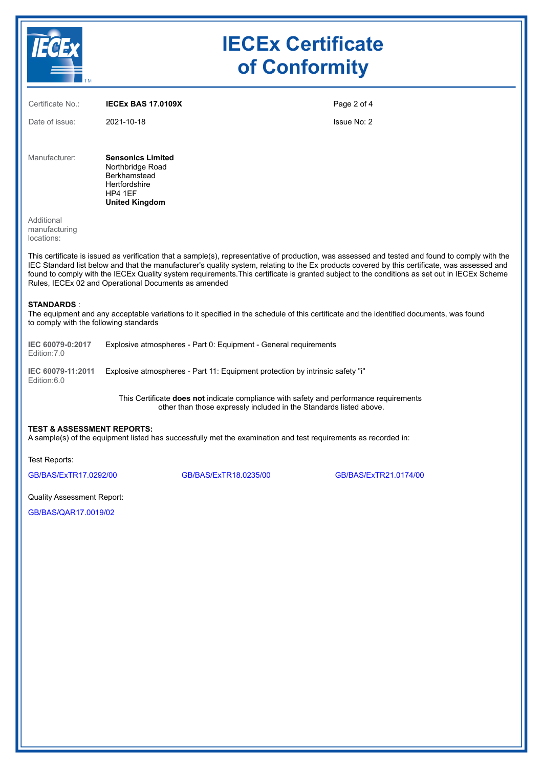# IECEx Certificate of Conformity

| | | | |
|---|---|---|---|
| Certificate No.: | **IECEx BAS 17.0109X** | | |
| Date of issue: | 2021-10-18 | | Issue No: 2 |

Manufacturer: **Sensonics Limited**
Northbridge Road
Berkhamstead
Hertfordshire
HP4 1EF
**United Kingdom**

Additional manufacturing locations:

This certificate is issued as verification that a sample(s), representative of production, was assessed and tested and found to comply with the IEC Standard list below and that the manufacturer's quality system, relating to the Ex products covered by this certificate, was assessed and found to comply with the IECEx Quality system requirements.This certificate is granted subject to the conditions as set out in IECEx Scheme Rules, IECEx 02 and Operational Documents as amended

**STANDARDS** :
The equipment and any acceptable variations to it specified in the schedule of this certificate and the identified documents, was found to comply with the following standards

| | |
|---|---|
| **IEC 60079-0:2017** Edition:7.0 | Explosive atmospheres - Part 0: Equipment - General requirements |
| **IEC 60079-11:2011** Edition:6.0 | Explosive atmospheres - Part 11: Equipment protection by intrinsic safety "i" |

This Certificate **does not** indicate compliance with safety and performance requirements other than those expressly included in the Standards listed above.

**TEST & ASSESSMENT REPORTS:**
A sample(s) of the equipment listed has successfully met the examination and test requirements as recorded in:

Test Reports:

GB/BAS/ExTR17.0292/00 GB/BAS/ExTR18.0235/00 GB/BAS/ExTR21.0174/00

Quality Assessment Report:

GB/BAS/QAR17.0019/02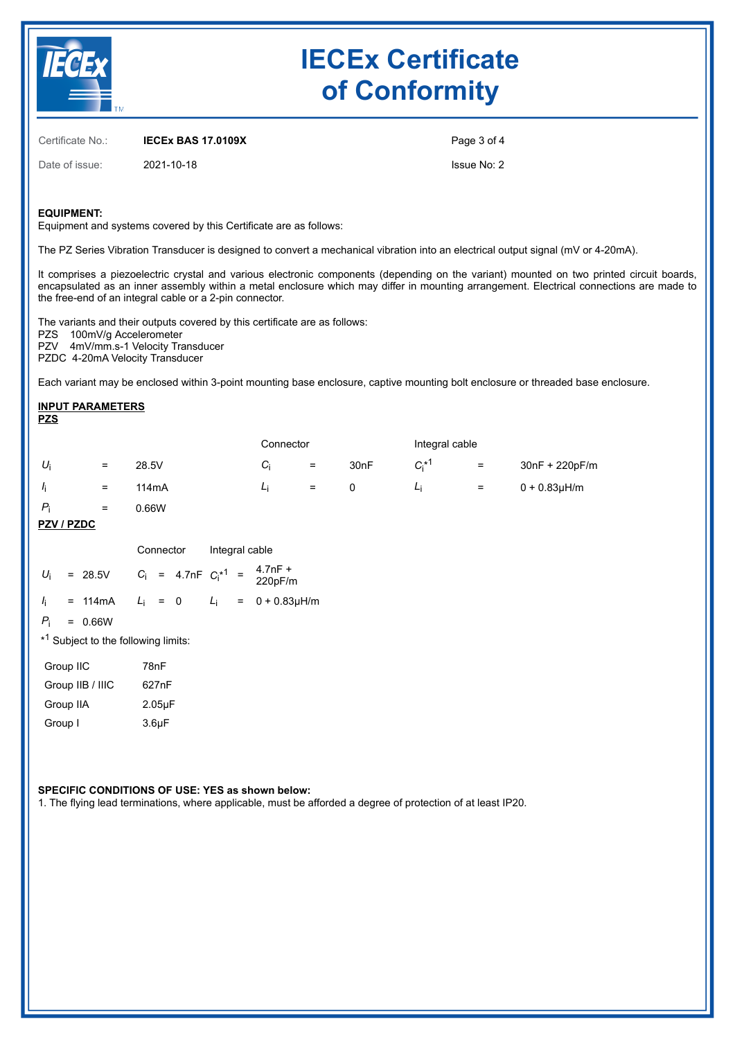# IECEx Certificate of Conformity

Certificate No.: **IECEx BAS 17.0109X**

Date of issue: 2021-10-18

Issue No: 2

**EQUIPMENT:**
Equipment and systems covered by this Certificate are as follows:

The PZ Series Vibration Transducer is designed to convert a mechanical vibration into an electrical output signal (mV or 4-20mA).

It comprises a piezoelectric crystal and various electronic components (depending on the variant) mounted on two printed circuit boards, encapsulated as an inner assembly within a metal enclosure which may differ in mounting arrangement. Electrical connections are made to the free-end of an integral cable or a 2-pin connector.

The variants and their outputs covered by this certificate are as follows:
PZS 100mV/g Accelerometer
PZV 4mV/mm.s-1 Velocity Transducer
PZDC 4-20mA Velocity Transducer

Each variant may be enclosed within 3-point mounting base enclosure, captive mounting bolt enclosure or threaded base enclosure.

**INPUT PARAMETERS**

**PZS**

| | | | Connector | | | Integral cable | | |
|---|---|---|---|---|---|---|---|---|
| $U_i$ | = | 28.5V | $C_i$ | = | 30nF | $C_i$*[1] | = | 30nF + 220pF/m |
| $I_i$ | = | 114mA | $L_i$ | = | 0 | $L_i$ | = | 0 + 0.83μH/m |
| $P_i$ | = | 0.66W | | | | | | |

**PZV / PZDC**

| | | | Connector | | | Integral cable | | |
|---|---|---|---|---|---|---|---|---|
| $U_i$ | = | 28.5V | $C_i$ | = | 4.7nF | $C_i$*[1] | = | 4.7nF + 220pF/m |
| $I_i$ | = | 114mA | $L_i$ | = | 0 | $L_i$ | = | 0 + 0.83μH/m |
| $P_i$ | = | 0.66W | | | | | | |

*[1] Subject to the following limits:

| | |
|---|---|
| Group IIC | 78nF |
| Group IIB / IIIC | 627nF |
| Group IIA | 2.05μF |
| Group I | 3.6μF |

**SPECIFIC CONDITIONS OF USE: YES as shown below:**
1. The flying lead terminations, where applicable, must be afforded a degree of protection of at least IP20.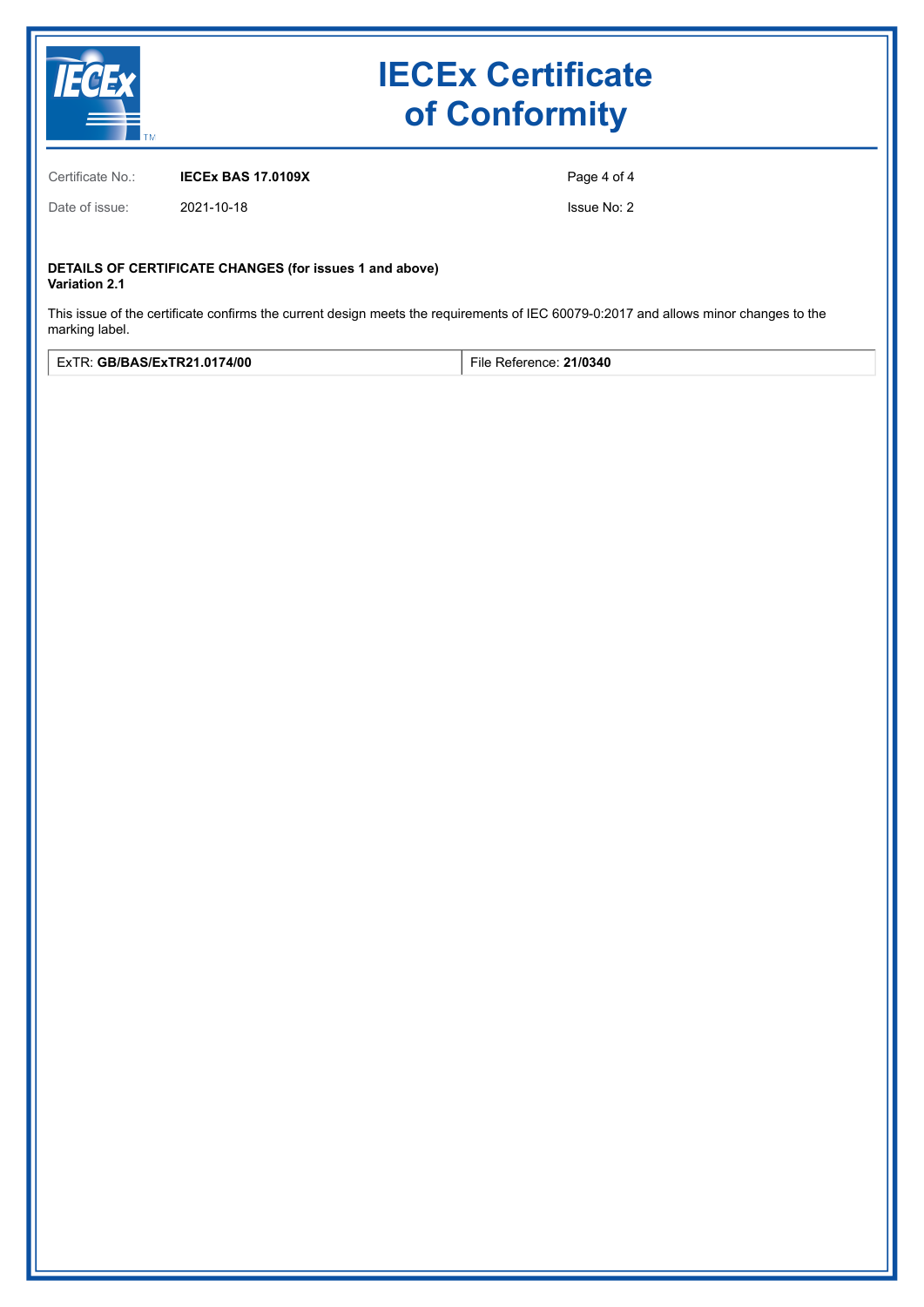# IECEx Certificate of Conformity

| | | | |
|---|---|---|---|
| Certificate No.: | **IECEx BAS 17.0109X** | | |
| Date of issue: | 2021-10-18 | | Issue No: 2 |

**DETAILS OF CERTIFICATE CHANGES (for issues 1 and above)**
**Variation 2.1**

This issue of the certificate confirms the current design meets the requirements of IEC 60079-0:2017 and allows minor changes to the marking label.

| | |
|---|---|
| ExTR: **GB/BAS/ExTR21.0174/00** | File Reference: **21/0340** |